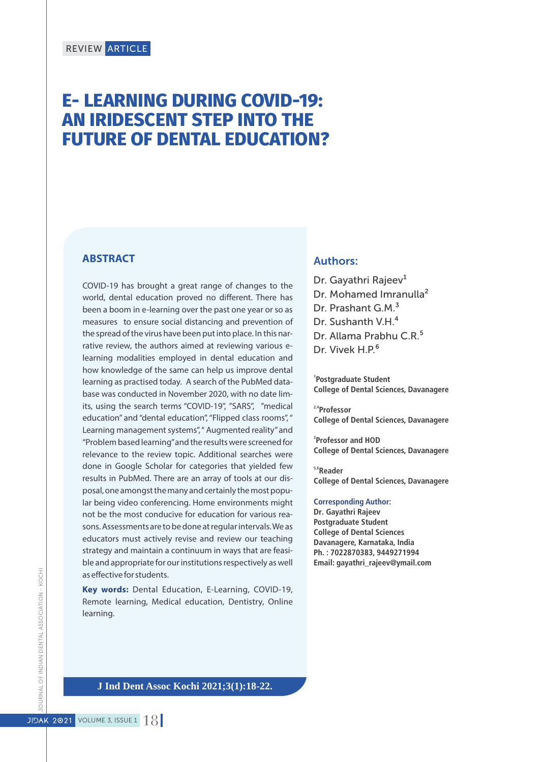REVIEW ARTICLE

# E- LEARNING DURING COVID-19: AN IRIDESCENT STEP INTO THE FUTURE OF DENTAL EDUCATION?

## ABSTRACT

COVID-19 has brought a great range of changes to the world, dental education proved no different. There has been a boom in e-learning over the past one year or so as measures to ensure social distancing and prevention of the spread of the virus have been put into place. In this narrative review, the authors aimed at reviewing various e-learning modalities employed in dental education and how knowledge of the same can help us improve dental learning as practised today. A search of the PubMed database was conducted in November 2020, with no date limits, using the search terms "COVID-19", "SARS", "medical education" and "dental education", "Flipped class rooms", " Learning management systems", " Augmented reality" and "Problem based learning" and the results were screened for relevance to the review topic. Additional searches were done in Google Scholar for categories that yielded few results in PubMed. There are an array of tools at our disposal, one amongst the many and certainly the most popular being video conferencing. Home environments might not be the most conducive for various reasons. Assessments are to be done at regular intervals. We as educators must actively revise and review our teaching strategy and maintain a continuum in ways that are feasible and appropriate for our institutions respectively as well as effective for students.

**Key words:** Dental Education, E-Learning, COVID-19, Remote learning, Medical education, Dentistry, Online learning.

J Ind Dent Assoc Kochi 2021;3(1):18-22.

## Authors:

Dr. Gayathri Rajeev[1]
Dr. Mohamed Imranulla[2]
Dr. Prashant G.M.[3]
Dr. Sushanth V.H.[4]
Dr. Allama Prabhu C.R.[5]
Dr. Vivek H.P.[6]

[1]Postgraduate Student
College of Dental Sciences, Davanagere

[2,4]Professor
College of Dental Sciences, Davanagere

[3]Professor and HOD
College of Dental Sciences, Davanagere

[5,6]Reader
College of Dental Sciences, Davanagere

**Corresponding Author:**
Dr. Gayathri Rajeev
Postgraduate Student
College of Dental Sciences
Davanagere, Karnataka, India
Ph. : 7022870383, 9449271994
Email: gayathri_rajeev@ymail.com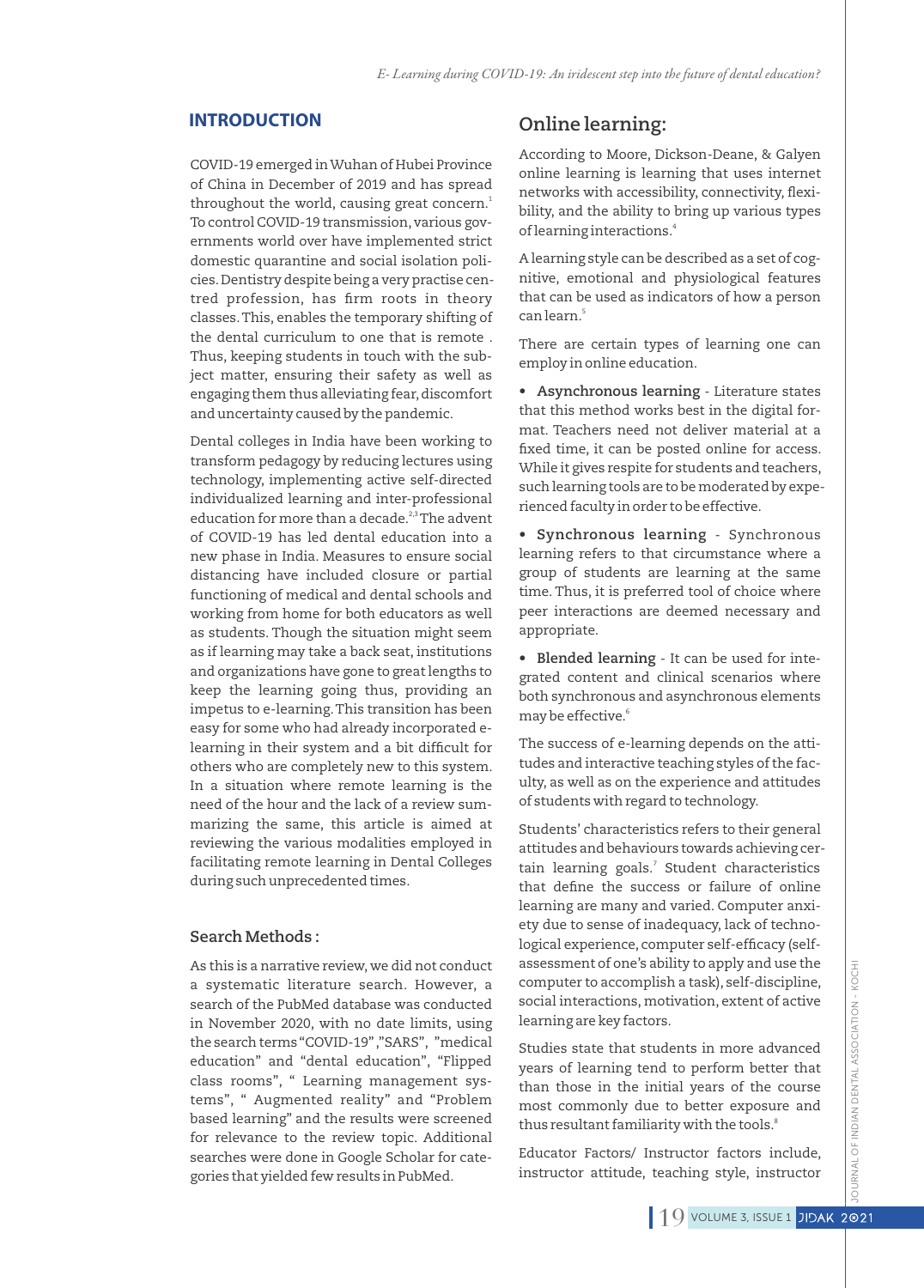## INTRODUCTION

COVID-19 emerged in Wuhan of Hubei Province of China in December of 2019 and has spread throughout the world, causing great concern.[1] To control COVID-19 transmission, various governments world over have implemented strict domestic quarantine and social isolation policies. Dentistry despite being a very practise centred profession, has firm roots in theory classes. This, enables the temporary shifting of the dental curriculum to one that is remote . Thus, keeping students in touch with the subject matter, ensuring their safety as well as engaging them thus alleviating fear, discomfort and uncertainty caused by the pandemic.

Dental colleges in India have been working to transform pedagogy by reducing lectures using technology, implementing active self-directed individualized learning and inter-professional education for more than a decade.[2,3] The advent of COVID-19 has led dental education into a new phase in India. Measures to ensure social distancing have included closure or partial functioning of medical and dental schools and working from home for both educators as well as students. Though the situation might seem as if learning may take a back seat, institutions and organizations have gone to great lengths to keep the learning going thus, providing an impetus to e-learning. This transition has been easy for some who had already incorporated e-learning in their system and a bit difficult for others who are completely new to this system. In a situation where remote learning is the need of the hour and the lack of a review summarizing the same, this article is aimed at reviewing the various modalities employed in facilitating remote learning in Dental Colleges during such unprecedented times.

### Search Methods :

As this is a narrative review, we did not conduct a systematic literature search. However, a search of the PubMed database was conducted in November 2020, with no date limits, using the search terms "COVID-19","SARS", "medical education" and "dental education", "Flipped class rooms", " Learning management systems", " Augmented reality" and "Problem based learning" and the results were screened for relevance to the review topic. Additional searches were done in Google Scholar for categories that yielded few results in PubMed.

## Online learning:

According to Moore, Dickson-Deane, & Galyen online learning is learning that uses internet networks with accessibility, connectivity, flexibility, and the ability to bring up various types of learning interactions.[4]

A learning style can be described as a set of cognitive, emotional and physiological features that can be used as indicators of how a person can learn.[5]

There are certain types of learning one can employ in online education.

- **Asynchronous learning** - Literature states that this method works best in the digital format. Teachers need not deliver material at a fixed time, it can be posted online for access. While it gives respite for students and teachers, such learning tools are to be moderated by experienced faculty in order to be effective.
- **Synchronous learning** - Synchronous learning refers to that circumstance where a group of students are learning at the same time. Thus, it is preferred tool of choice where peer interactions are deemed necessary and appropriate.
- **Blended learning** - It can be used for integrated content and clinical scenarios where both synchronous and asynchronous elements may be effective.[6]

The success of e-learning depends on the attitudes and interactive teaching styles of the faculty, as well as on the experience and attitudes of students with regard to technology.

Students' characteristics refers to their general attitudes and behaviours towards achieving certain learning goals.[7] Student characteristics that define the success or failure of online learning are many and varied. Computer anxiety due to sense of inadequacy, lack of technological experience, computer self-efficacy (self-assessment of one's ability to apply and use the computer to accomplish a task), self-discipline, social interactions, motivation, extent of active learning are key factors.

Studies state that students in more advanced years of learning tend to perform better that than those in the initial years of the course most commonly due to better exposure and thus resultant familiarity with the tools.[8]

Educator Factors/ Instructor factors include, instructor attitude, teaching style, instructor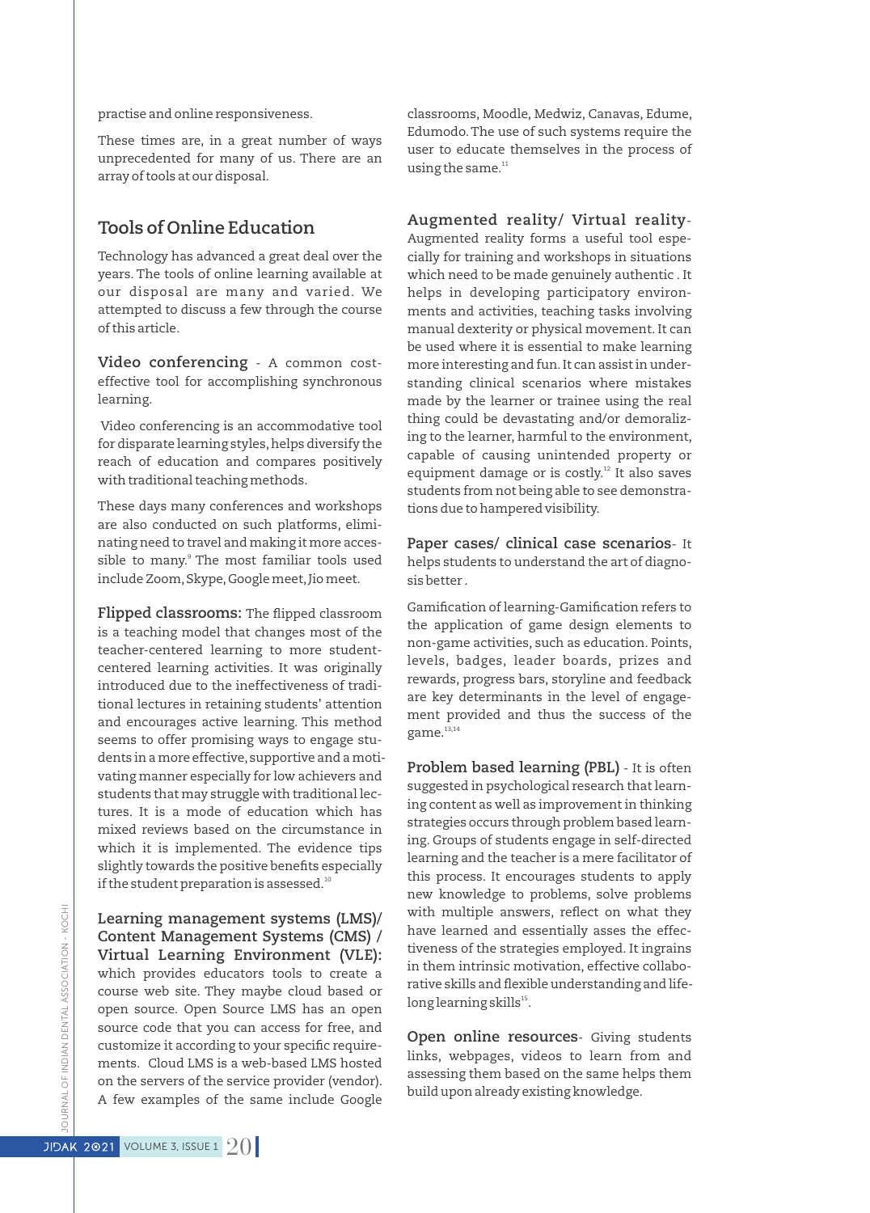practise and online responsiveness.

These times are, in a great number of ways unprecedented for many of us. There are an array of tools at our disposal.

## Tools of Online Education

Technology has advanced a great deal over the years. The tools of online learning available at our disposal are many and varied. We attempted to discuss a few through the course of this article.

**Video conferencing** - A common cost-effective tool for accomplishing synchronous learning.

Video conferencing is an accommodative tool for disparate learning styles, helps diversify the reach of education and compares positively with traditional teaching methods.

These days many conferences and workshops are also conducted on such platforms, eliminating need to travel and making it more accessible to many.[9] The most familiar tools used include Zoom, Skype, Google meet, Jio meet.

**Flipped classrooms:** The flipped classroom is a teaching model that changes most of the teacher-centered learning to more student-centered learning activities. It was originally introduced due to the ineffectiveness of traditional lectures in retaining students' attention and encourages active learning. This method seems to offer promising ways to engage students in a more effective, supportive and a motivating manner especially for low achievers and students that may struggle with traditional lectures. It is a mode of education which has mixed reviews based on the circumstance in which it is implemented. The evidence tips slightly towards the positive benefits especially if the student preparation is assessed.[10]

**Learning management systems (LMS)/ Content Management Systems (CMS) / Virtual Learning Environment (VLE):** which provides educators tools to create a course web site. They maybe cloud based or open source. Open Source LMS has an open source code that you can access for free, and customize it according to your specific requirements. Cloud LMS is a web-based LMS hosted on the servers of the service provider (vendor). A few examples of the same include Google classrooms, Moodle, Medwiz, Canavas, Edume, Edumodo. The use of such systems require the user to educate themselves in the process of using the same.[11]

**Augmented reality/ Virtual reality**- Augmented reality forms a useful tool especially for training and workshops in situations which need to be made genuinely authentic . It helps in developing participatory environments and activities, teaching tasks involving manual dexterity or physical movement. It can be used where it is essential to make learning more interesting and fun. It can assist in understanding clinical scenarios where mistakes made by the learner or trainee using the real thing could be devastating and/or demoralizing to the learner, harmful to the environment, capable of causing unintended property or equipment damage or is costly.[12] It also saves students from not being able to see demonstrations due to hampered visibility.

**Paper cases/ clinical case scenarios**- It helps students to understand the art of diagnosis better .

Gamification of learning-Gamification refers to the application of game design elements to non-game activities, such as education. Points, levels, badges, leader boards, prizes and rewards, progress bars, storyline and feedback are key determinants in the level of engagement provided and thus the success of the game.[13,14]

**Problem based learning (PBL)** - It is often suggested in psychological research that learning content as well as improvement in thinking strategies occurs through problem based learning. Groups of students engage in self-directed learning and the teacher is a mere facilitator of this process. It encourages students to apply new knowledge to problems, solve problems with multiple answers, reflect on what they have learned and essentially asses the effectiveness of the strategies employed. It ingrains in them intrinsic motivation, effective collaborative skills and flexible understanding and life-long learning skills[15].

**Open online resources**- Giving students links, webpages, videos to learn from and assessing them based on the same helps them build upon already existing knowledge.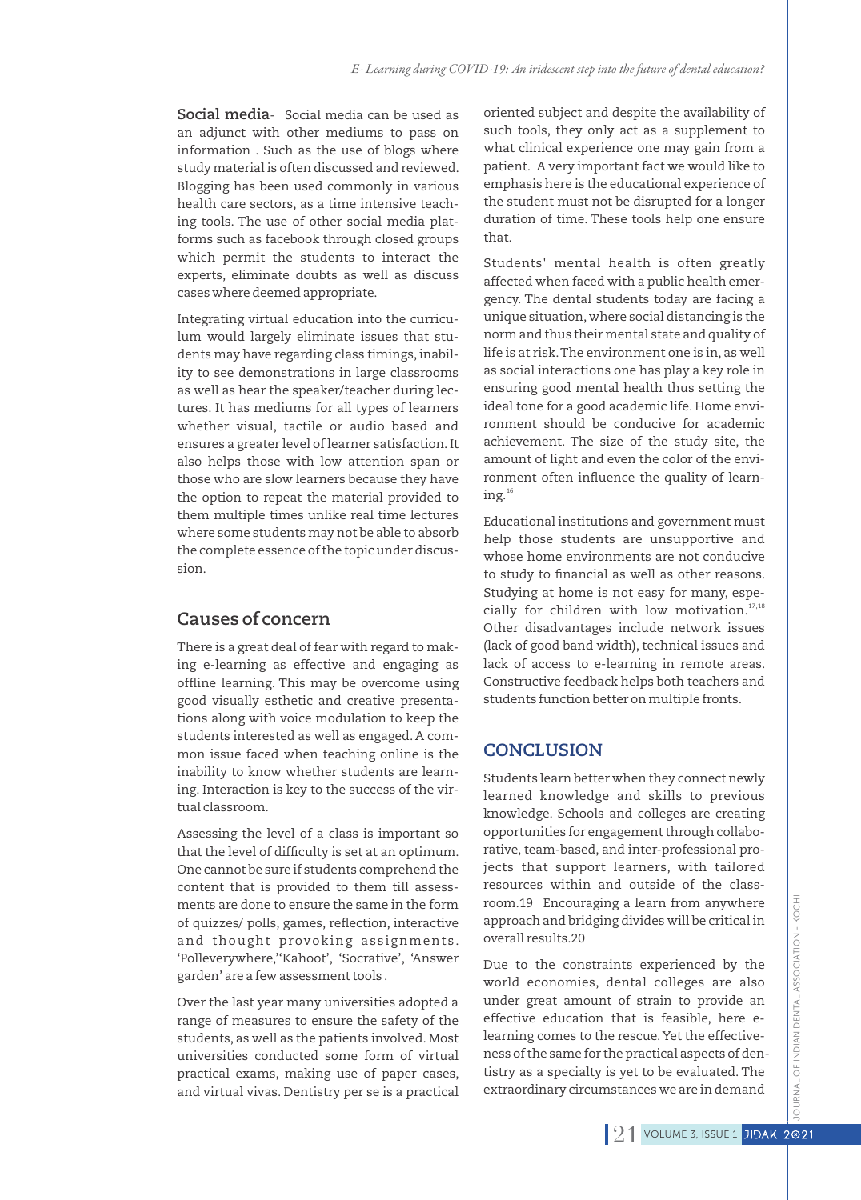**Social media**- Social media can be used as an adjunct with other mediums to pass on information . Such as the use of blogs where study material is often discussed and reviewed. Blogging has been used commonly in various health care sectors, as a time intensive teaching tools. The use of other social media platforms such as facebook through closed groups which permit the students to interact the experts, eliminate doubts as well as discuss cases where deemed appropriate.

Integrating virtual education into the curriculum would largely eliminate issues that students may have regarding class timings, inability to see demonstrations in large classrooms as well as hear the speaker/teacher during lectures. It has mediums for all types of learners whether visual, tactile or audio based and ensures a greater level of learner satisfaction. It also helps those with low attention span or those who are slow learners because they have the option to repeat the material provided to them multiple times unlike real time lectures where some students may not be able to absorb the complete essence of the topic under discussion.

## Causes of concern

There is a great deal of fear with regard to making e-learning as effective and engaging as offline learning. This may be overcome using good visually esthetic and creative presentations along with voice modulation to keep the students interested as well as engaged. A common issue faced when teaching online is the inability to know whether students are learning. Interaction is key to the success of the virtual classroom.

Assessing the level of a class is important so that the level of difficulty is set at an optimum. One cannot be sure if students comprehend the content that is provided to them till assessments are done to ensure the same in the form of quizzes/ polls, games, reflection, interactive and thought provoking assignments. 'Polleverywhere,''Kahoot', 'Socrative', 'Answer garden' are a few assessment tools .

Over the last year many universities adopted a range of measures to ensure the safety of the students, as well as the patients involved. Most universities conducted some form of virtual practical exams, making use of paper cases, and virtual vivas. Dentistry per se is a practical oriented subject and despite the availability of such tools, they only act as a supplement to what clinical experience one may gain from a patient. A very important fact we would like to emphasis here is the educational experience of the student must not be disrupted for a longer duration of time. These tools help one ensure that.

Students' mental health is often greatly affected when faced with a public health emergency. The dental students today are facing a unique situation, where social distancing is the norm and thus their mental state and quality of life is at risk. The environment one is in, as well as social interactions one has play a key role in ensuring good mental health thus setting the ideal tone for a good academic life. Home environment should be conducive for academic achievement. The size of the study site, the amount of light and even the color of the environment often influence the quality of learning.[16]

Educational institutions and government must help those students are unsupportive and whose home environments are not conducive to study to financial as well as other reasons. Studying at home is not easy for many, especially for children with low motivation.[17,18] Other disadvantages include network issues (lack of good band width), technical issues and lack of access to e-learning in remote areas. Constructive feedback helps both teachers and students function better on multiple fronts.

## CONCLUSION

Students learn better when they connect newly learned knowledge and skills to previous knowledge. Schools and colleges are creating opportunities for engagement through collaborative, team-based, and inter-professional projects that support learners, with tailored resources within and outside of the classroom.19 Encouraging a learn from anywhere approach and bridging divides will be critical in overall results.20

Due to the constraints experienced by the world economies, dental colleges are also under great amount of strain to provide an effective education that is feasible, here e-learning comes to the rescue. Yet the effectiveness of the same for the practical aspects of dentistry as a specialty is yet to be evaluated. The extraordinary circumstances we are in demand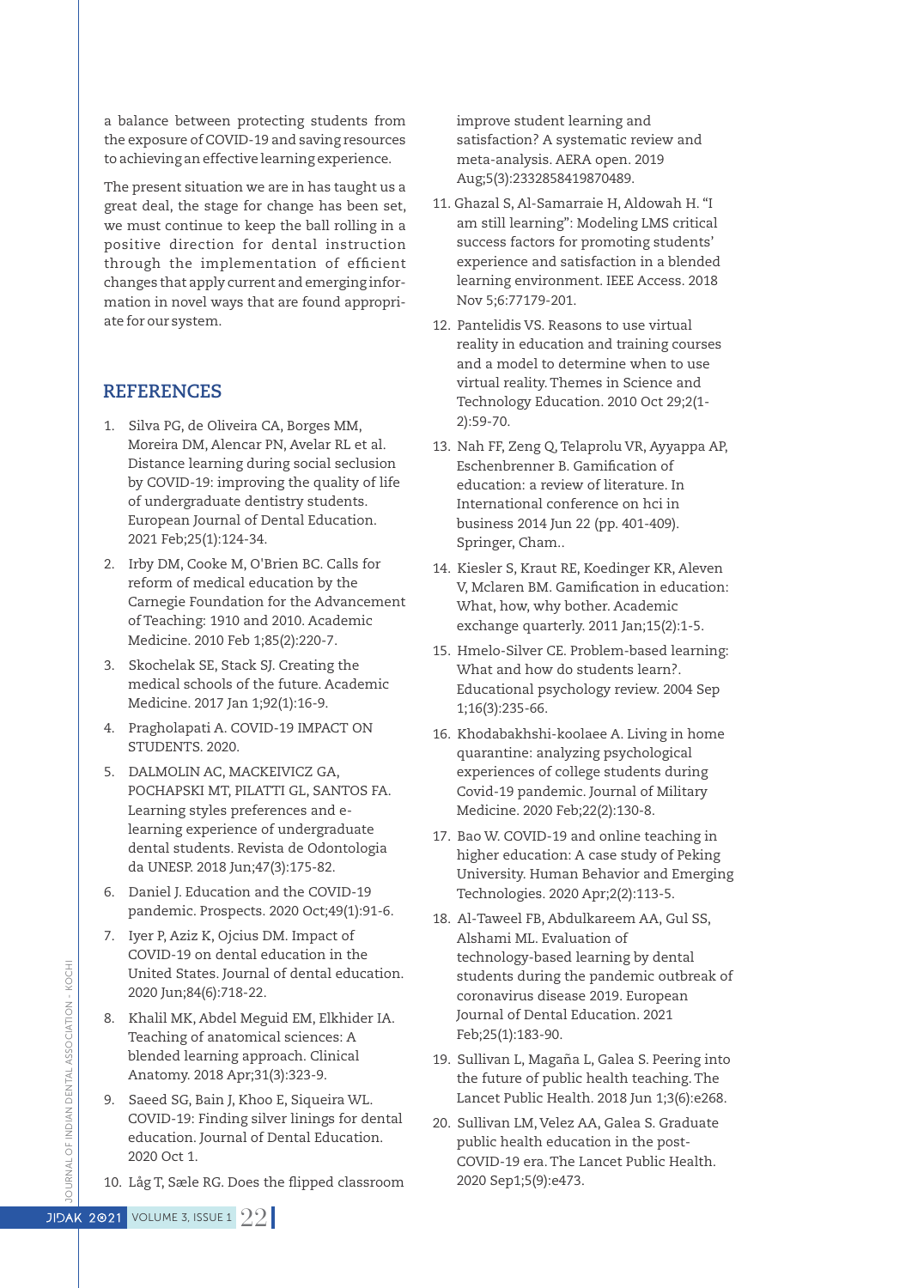a balance between protecting students from the exposure of COVID-19 and saving resources to achieving an effective learning experience.

The present situation we are in has taught us a great deal, the stage for change has been set, we must continue to keep the ball rolling in a positive direction for dental instruction through the implementation of efficient changes that apply current and emerging information in novel ways that are found appropriate for our system.

## REFERENCES

1. Silva PG, de Oliveira CA, Borges MM, Moreira DM, Alencar PN, Avelar RL et al. Distance learning during social seclusion by COVID-19: improving the quality of life of undergraduate dentistry students. European Journal of Dental Education. 2021 Feb;25(1):124-34.
2. Irby DM, Cooke M, O'Brien BC. Calls for reform of medical education by the Carnegie Foundation for the Advancement of Teaching: 1910 and 2010. Academic Medicine. 2010 Feb 1;85(2):220-7.
3. Skochelak SE, Stack SJ. Creating the medical schools of the future. Academic Medicine. 2017 Jan 1;92(1):16-9.
4. Pragholapati A. COVID-19 IMPACT ON STUDENTS. 2020.
5. DALMOLIN AC, MACKEIVICZ GA, POCHAPSKI MT, PILATTI GL, SANTOS FA. Learning styles preferences and e-learning experience of undergraduate dental students. Revista de Odontologia da UNESP. 2018 Jun;47(3):175-82.
6. Daniel J. Education and the COVID-19 pandemic. Prospects. 2020 Oct;49(1):91-6.
7. Iyer P, Aziz K, Ojcius DM. Impact of COVID-19 on dental education in the United States. Journal of dental education. 2020 Jun;84(6):718-22.
8. Khalil MK, Abdel Meguid EM, Elkhider IA. Teaching of anatomical sciences: A blended learning approach. Clinical Anatomy. 2018 Apr;31(3):323-9.
9. Saeed SG, Bain J, Khoo E, Siqueira WL. COVID-19: Finding silver linings for dental education. Journal of Dental Education. 2020 Oct 1.
10. Låg T, Sæle RG. Does the flipped classroom improve student learning and satisfaction? A systematic review and meta-analysis. AERA open. 2019 Aug;5(3):2332858419870489.
11. Ghazal S, Al-Samarraie H, Aldowah H. "I am still learning": Modeling LMS critical success factors for promoting students' experience and satisfaction in a blended learning environment. IEEE Access. 2018 Nov 5;6:77179-201.
12. Pantelidis VS. Reasons to use virtual reality in education and training courses and a model to determine when to use virtual reality. Themes in Science and Technology Education. 2010 Oct 29;2(1-2):59-70.
13. Nah FF, Zeng Q, Telaprolu VR, Ayyappa AP, Eschenbrenner B. Gamification of education: a review of literature. In International conference on hci in business 2014 Jun 22 (pp. 401-409). Springer, Cham..
14. Kiesler S, Kraut RE, Koedinger KR, Aleven V, Mclaren BM. Gamification in education: What, how, why bother. Academic exchange quarterly. 2011 Jan;15(2):1-5.
15. Hmelo-Silver CE. Problem-based learning: What and how do students learn?. Educational psychology review. 2004 Sep 1;16(3):235-66.
16. Khodabakhshi-koolaee A. Living in home quarantine: analyzing psychological experiences of college students during Covid-19 pandemic. Journal of Military Medicine. 2020 Feb;22(2):130-8.
17. Bao W. COVID-19 and online teaching in higher education: A case study of Peking University. Human Behavior and Emerging Technologies. 2020 Apr;2(2):113-5.
18. Al-Taweel FB, Abdulkareem AA, Gul SS, Alshami ML. Evaluation of technology-based learning by dental students during the pandemic outbreak of coronavirus disease 2019. European Journal of Dental Education. 2021 Feb;25(1):183-90.
19. Sullivan L, Magaña L, Galea S. Peering into the future of public health teaching. The Lancet Public Health. 2018 Jun 1;3(6):e268.
20. Sullivan LM, Velez AA, Galea S. Graduate public health education in the post-COVID-19 era. The Lancet Public Health. 2020 Sep1;5(9):e473.